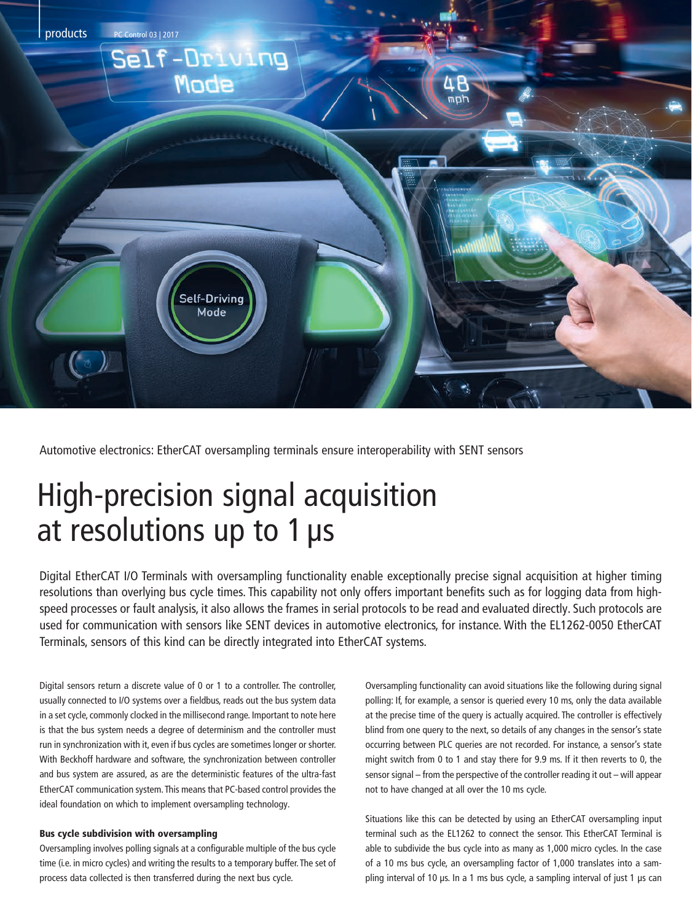Automotive electronics: EtherCAT oversampling terminals ensure interoperability with SENT sensors

# High-precision signal acquisition at resolutions up to 1 µs

Digital EtherCAT I/O Terminals with oversampling functionality enable exceptionally precise signal acquisition at higher timing resolutions than overlying bus cycle times. This capability not only offers important benefits such as for logging data from high-speed processes or fault analysis, it also allows the frames in serial protocols to be read and evaluated directly. Such protocols are used for communication with sensors like SENT devices in automotive electronics, for instance. With the EL1262-0050 EtherCAT Terminals, sensors of this kind can be directly integrated into EtherCAT systems.

Digital sensors return a discrete value of 0 or 1 to a controller. The controller, usually connected to I/O systems over a fieldbus, reads out the bus system data in a set cycle, commonly clocked in the millisecond range. Important to note here is that the bus system needs a degree of determinism and the controller must run in synchronization with it, even if bus cycles are sometimes longer or shorter. With Beckhoff hardware and software, the synchronization between controller and bus system are assured, as are the deterministic features of the ultra-fast EtherCAT communication system. This means that PC-based control provides the ideal foundation on which to implement oversampling technology.

### Bus cycle subdivision with oversampling

Oversampling involves polling signals at a configurable multiple of the bus cycle time (i.e. in micro cycles) and writing the results to a temporary buffer. The set of process data collected is then transferred during the next bus cycle.

Oversampling functionality can avoid situations like the following during signal polling: If, for example, a sensor is queried every 10 ms, only the data available at the precise time of the query is actually acquired. The controller is effectively blind from one query to the next, so details of any changes in the sensor's state occurring between PLC queries are not recorded. For instance, a sensor's state might switch from 0 to 1 and stay there for 9.9 ms. If it then reverts to 0, the sensor signal – from the perspective of the controller reading it out – will appear not to have changed at all over the 10 ms cycle.

Situations like this can be detected by using an EtherCAT oversampling input terminal such as the EL1262 to connect the sensor. This EtherCAT Terminal is able to subdivide the bus cycle into as many as 1,000 micro cycles. In the case of a 10 ms bus cycle, an oversampling factor of 1,000 translates into a sampling interval of 10 µs. In a 1 ms bus cycle, a sampling interval of just 1 µs can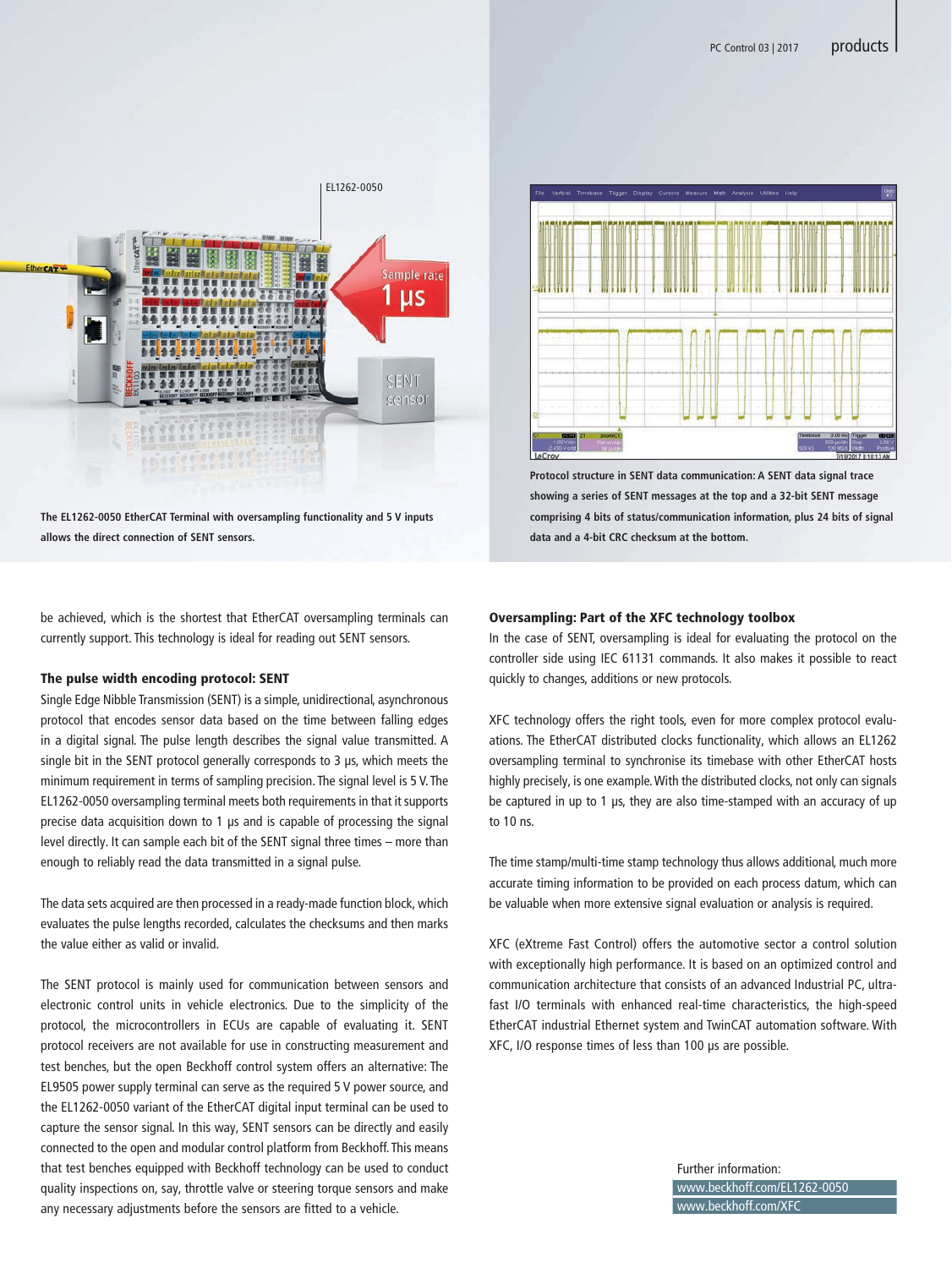The EL1262-0050 EtherCAT Terminal with oversampling functionality and 5 V inputs allows the direct connection of SENT sensors.

Protocol structure in SENT data communication: A SENT data signal trace showing a series of SENT messages at the top and a 32-bit SENT message comprising 4 bits of status/communication information, plus 24 bits of signal data and a 4-bit CRC checksum at the bottom.

be achieved, which is the shortest that EtherCAT oversampling terminals can currently support. This technology is ideal for reading out SENT sensors.

### The pulse width encoding protocol: SENT

Single Edge Nibble Transmission (SENT) is a simple, unidirectional, asynchronous protocol that encodes sensor data based on the time between falling edges in a digital signal. The pulse length describes the signal value transmitted. A single bit in the SENT protocol generally corresponds to 3 µs, which meets the minimum requirement in terms of sampling precision. The signal level is 5 V. The EL1262-0050 oversampling terminal meets both requirements in that it supports precise data acquisition down to 1 µs and is capable of processing the signal level directly. It can sample each bit of the SENT signal three times – more than enough to reliably read the data transmitted in a signal pulse.

The data sets acquired are then processed in a ready-made function block, which evaluates the pulse lengths recorded, calculates the checksums and then marks the value either as valid or invalid.

The SENT protocol is mainly used for communication between sensors and electronic control units in vehicle electronics. Due to the simplicity of the protocol, the microcontrollers in ECUs are capable of evaluating it. SENT protocol receivers are not available for use in constructing measurement and test benches, but the open Beckhoff control system offers an alternative: The EL9505 power supply terminal can serve as the required 5 V power source, and the EL1262-0050 variant of the EtherCAT digital input terminal can be used to capture the sensor signal. In this way, SENT sensors can be directly and easily connected to the open and modular control platform from Beckhoff. This means that test benches equipped with Beckhoff technology can be used to conduct quality inspections on, say, throttle valve or steering torque sensors and make any necessary adjustments before the sensors are fitted to a vehicle.

### Oversampling: Part of the XFC technology toolbox

In the case of SENT, oversampling is ideal for evaluating the protocol on the controller side using IEC 61131 commands. It also makes it possible to react quickly to changes, additions or new protocols.

XFC technology offers the right tools, even for more complex protocol evaluations. The EtherCAT distributed clocks functionality, which allows an EL1262 oversampling terminal to synchronise its timebase with other EtherCAT hosts highly precisely, is one example. With the distributed clocks, not only can signals be captured in up to 1 µs, they are also time-stamped with an accuracy of up to 10 ns.

The time stamp/multi-time stamp technology thus allows additional, much more accurate timing information to be provided on each process datum, which can be valuable when more extensive signal evaluation or analysis is required.

XFC (eXtreme Fast Control) offers the automotive sector a control solution with exceptionally high performance. It is based on an optimized control and communication architecture that consists of an advanced Industrial PC, ultra-fast I/O terminals with enhanced real-time characteristics, the high-speed EtherCAT industrial Ethernet system and TwinCAT automation software. With XFC, I/O response times of less than 100 µs are possible.

Further information:
www.beckhoff.com/EL1262-0050
www.beckhoff.com/XFC